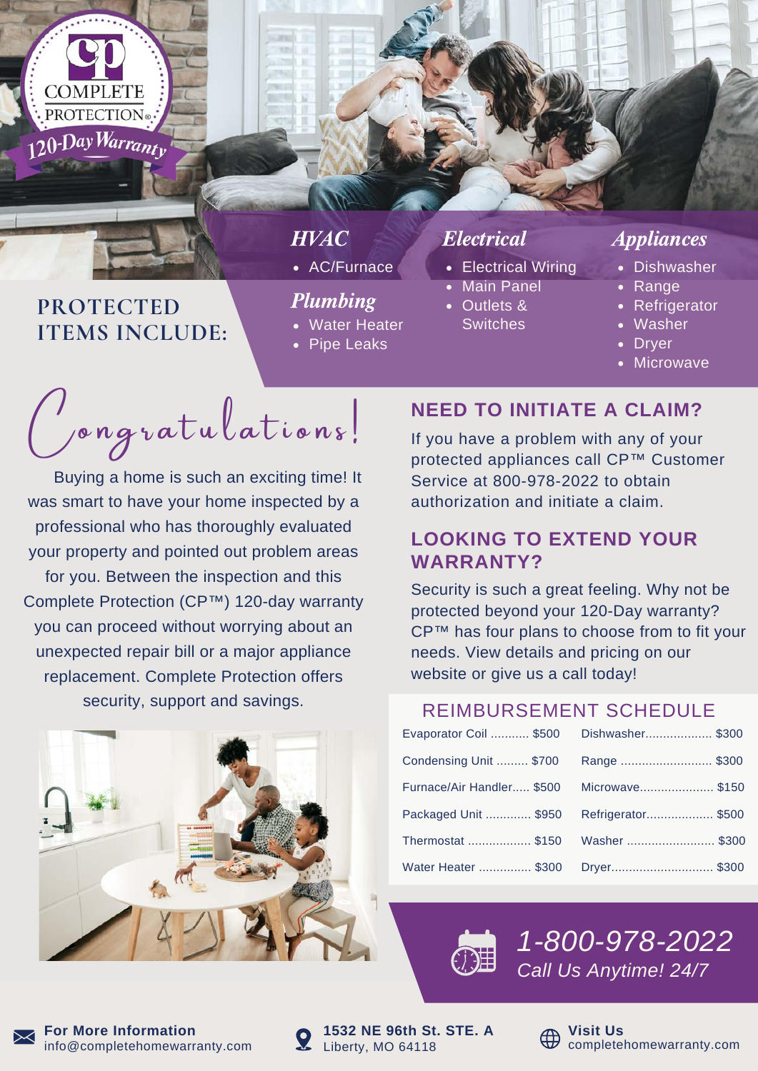COMPLETE PROTECTION®
120-Day Warranty

## PROTECTED ITEMS INCLUDE:

### HVAC
- AC/Furnace

### Plumbing
- Water Heater
- Pipe Leaks

### Electrical
- Electrical Wiring
- Main Panel
- Outlets & Switches

### Appliances
- Dishwasher
- Range
- Refrigerator
- Washer
- Dryer
- Microwave

# Congratulations!

Buying a home is such an exciting time! It was smart to have your home inspected by a professional who has thoroughly evaluated your property and pointed out problem areas for you. Between the inspection and this Complete Protection (CP™) 120-day warranty you can proceed without worrying about an unexpected repair bill or a major appliance replacement. Complete Protection offers security, support and savings.

## NEED TO INITIATE A CLAIM?

If you have a problem with any of your protected appliances call CP™ Customer Service at 800-978-2022 to obtain authorization and initiate a claim.

## LOOKING TO EXTEND YOUR WARRANTY?

Security is such a great feeling. Why not be protected beyond your 120-Day warranty? CP™ has four plans to choose from to fit your needs. View details and pricing on our website or give us a call today!

## REIMBURSEMENT SCHEDULE

| Item | Amount | Item | Amount |
|---|---|---|---|
| Evaporator Coil | $500 | Dishwasher | $300 |
| Condensing Unit | $700 | Range | $300 |
| Furnace/Air Handler | $500 | Microwave | $150 |
| Packaged Unit | $950 | Refrigerator | $500 |
| Thermostat | $150 | Washer | $300 |
| Water Heater | $300 | Dryer | $300 |

**1-800-978-2022**
*Call Us Anytime! 24/7*

**For More Information**
info@completehomewarranty.com

**1532 NE 96th St. STE. A**
Liberty, MO 64118

**Visit Us**
completehomewarranty.com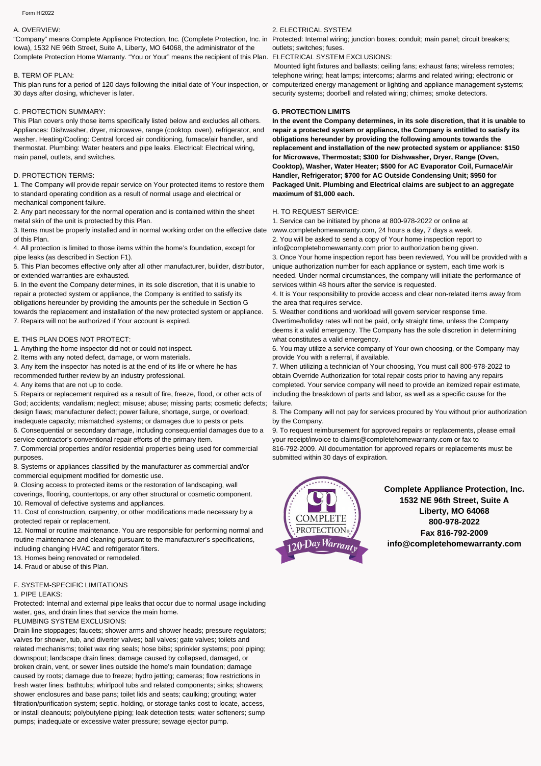## A. OVERVIEW:

"Company" means Complete Appliance Protection, Inc. (Complete Protection, Inc. in Iowa), 1532 NE 96th Street, Suite A, Liberty, MO 64068, the administrator of the Complete Protection Home Warranty. "You or Your" means the recipient of this Plan.

## B. TERM OF PLAN:

This plan runs for a period of 120 days following the initial date of Your inspection, or 30 days after closing, whichever is later.

## C. PROTECTION SUMMARY:

This Plan covers only those items specifically listed below and excludes all others. Appliances: Dishwasher, dryer, microwave, range (cooktop, oven), refrigerator, and washer. Heating/Cooling: Central forced air conditioning, furnace/air handler, and thermostat. Plumbing: Water heaters and pipe leaks. Electrical: Electrical wiring, main panel, outlets, and switches.

## D. PROTECTION TERMS:

1. The Company will provide repair service on Your protected items to restore them to standard operating condition as a result of normal usage and electrical or mechanical component failure.
2. Any part necessary for the normal operation and is contained within the sheet metal skin of the unit is protected by this Plan.
3. Items must be properly installed and in normal working order on the effective date of this Plan.
4. All protection is limited to those items within the home's foundation, except for pipe leaks (as described in Section F1).
5. This Plan becomes effective only after all other manufacturer, builder, distributor, or extended warranties are exhausted.
6. In the event the Company determines, in its sole discretion, that it is unable to repair a protected system or appliance, the Company is entitled to satisfy its obligations hereunder by providing the amounts per the schedule in Section G towards the replacement and installation of the new protected system or appliance.
7. Repairs will not be authorized if Your account is expired.

## E. THIS PLAN DOES NOT PROTECT:

1. Anything the home inspector did not or could not inspect.
2. Items with any noted defect, damage, or worn materials.
3. Any item the inspector has noted is at the end of its life or where he has recommended further review by an industry professional.
4. Any items that are not up to code.
5. Repairs or replacement required as a result of fire, freeze, flood, or other acts of God; accidents; vandalism; neglect; misuse; abuse; missing parts; cosmetic defects; design flaws; manufacturer defect; power failure, shortage, surge, or overload; inadequate capacity; mismatched systems; or damages due to pests or pets.
6. Consequential or secondary damage, including consequential damages due to a service contractor's conventional repair efforts of the primary item.
7. Commercial properties and/or residential properties being used for commercial purposes.
8. Systems or appliances classified by the manufacturer as commercial and/or commercial equipment modified for domestic use.
9. Closing access to protected items or the restoration of landscaping, wall coverings, flooring, countertops, or any other structural or cosmetic component.
10. Removal of defective systems and appliances.
11. Cost of construction, carpentry, or other modifications made necessary by a protected repair or replacement.
12. Normal or routine maintenance. You are responsible for performing normal and routine maintenance and cleaning pursuant to the manufacturer's specifications, including changing HVAC and refrigerator filters.
13. Homes being renovated or remodeled.
14. Fraud or abuse of this Plan.

## F. SYSTEM-SPECIFIC LIMITATIONS

### 1. PIPE LEAKS:

Protected: Internal and external pipe leaks that occur due to normal usage including water, gas, and drain lines that service the main home.

PLUMBING SYSTEM EXCLUSIONS:

Drain line stoppages; faucets; shower arms and shower heads; pressure regulators; valves for shower, tub, and diverter valves; ball valves; gate valves; toilets and related mechanisms; toilet wax ring seals; hose bibs; sprinkler systems; pool piping; downspout; landscape drain lines; damage caused by collapsed, damaged, or broken drain, vent, or sewer lines outside the home's main foundation; damage caused by roots; damage due to freeze; hydro jetting; cameras; flow restrictions in fresh water lines; bathtubs; whirlpool tubs and related components; sinks; showers; shower enclosures and base pans; toilet lids and seats; caulking; grouting; water filtration/purification system; septic, holding, or storage tanks cost to locate, access, or install cleanouts; polybutylene piping; leak detection tests; water softeners; sump pumps; inadequate or excessive water pressure; sewage ejector pump.

### 2. ELECTRICAL SYSTEM

Protected: Internal wiring; junction boxes; conduit; main panel; circuit breakers; outlets; switches; fuses.

ELECTRICAL SYSTEM EXCLUSIONS:

Mounted light fixtures and ballasts; ceiling fans; exhaust fans; wireless remotes; telephone wiring; heat lamps; intercoms; alarms and related wiring; electronic or computerized energy management or lighting and appliance management systems; security systems; doorbell and related wiring; chimes; smoke detectors.

## G. PROTECTION LIMITS

**In the event the Company determines, in its sole discretion, that it is unable to repair a protected system or appliance, the Company is entitled to satisfy its obligations hereunder by providing the following amounts towards the replacement and installation of the new protected system or appliance: $150 for Microwave, Thermostat; $300 for Dishwasher, Dryer, Range (Oven, Cooktop), Washer, Water Heater; $500 for AC Evaporator Coil, Furnace/Air Handler, Refrigerator; $700 for AC Outside Condensing Unit; $950 for Packaged Unit. Plumbing and Electrical claims are subject to an aggregate maximum of $1,000 each.**

## H. TO REQUEST SERVICE:

1. Service can be initiated by phone at 800-978-2022 or online at www.completehomewarranty.com, 24 hours a day, 7 days a week.
2. You will be asked to send a copy of Your home inspection report to info@completehomewarranty.com prior to authorization being given.
3. Once Your home inspection report has been reviewed, You will be provided with a unique authorization number for each appliance or system, each time work is needed. Under normal circumstances, the company will initiate the performance of services within 48 hours after the service is requested.
4. It is Your responsibility to provide access and clear non-related items away from the area that requires service.
5. Weather conditions and workload will govern servicer response time. Overtime/holiday rates will not be paid, only straight time, unless the Company deems it a valid emergency. The Company has the sole discretion in determining what constitutes a valid emergency.
6. You may utilize a service company of Your own choosing, or the Company may provide You with a referral, if available.
7. When utilizing a technician of Your choosing, You must call 800-978-2022 to obtain Override Authorization for total repair costs prior to having any repairs completed. Your service company will need to provide an itemized repair estimate, including the breakdown of parts and labor, as well as a specific cause for the failure.
8. The Company will not pay for services procured by You without prior authorization by the Company.
9. To request reimbursement for approved repairs or replacements, please email your receipt/invoice to claims@completehomewarranty.com or fax to 816-792-2009. All documentation for approved repairs or replacements must be submitted within 30 days of expiration.

COMPLETE PROTECTION® 120-Day Warranty

**Complete Appliance Protection, Inc.**
**1532 NE 96th Street, Suite A**
**Liberty, MO 64068**
**800-978-2022**
**Fax 816-792-2009**
**info@completehomewarranty.com**